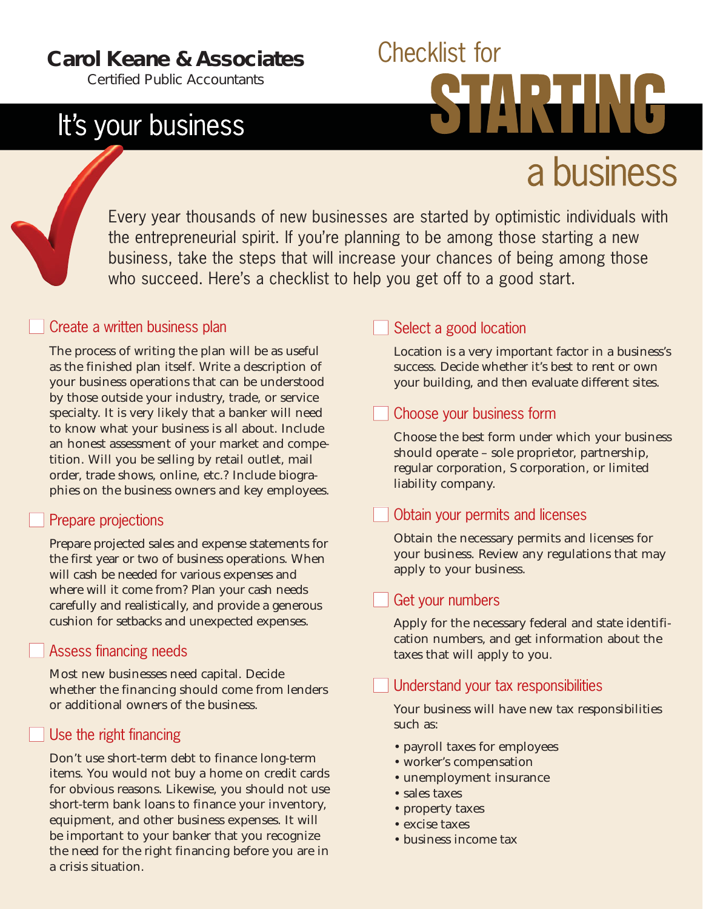**Carol Keane & Associates**
Certified Public Accountants

# It's your business

# Checklist for STARTING a business

Every year thousands of new businesses are started by optimistic individuals with the entrepreneurial spirit. If you're planning to be among those starting a new business, take the steps that will increase your chances of being among those who succeed. Here's a checklist to help you get off to a good start.

## ☐ Create a written business plan

The process of writing the plan will be as useful as the finished plan itself. Write a description of your business operations that can be understood by those outside your industry, trade, or service specialty. It is very likely that a banker will need to know what your business is all about. Include an honest assessment of your market and competition. Will you be selling by retail outlet, mail order, trade shows, online, etc.? Include biographies on the business owners and key employees.

## ☐ Prepare projections

Prepare projected sales and expense statements for the first year or two of business operations. When will cash be needed for various expenses and where will it come from? Plan your cash needs carefully and realistically, and provide a generous cushion for setbacks and unexpected expenses.

## ☐ Assess financing needs

Most new businesses need capital. Decide whether the financing should come from lenders or additional owners of the business.

## ☐ Use the right financing

Don't use short-term debt to finance long-term items. You would not buy a home on credit cards for obvious reasons. Likewise, you should not use short-term bank loans to finance your inventory, equipment, and other business expenses. It will be important to your banker that you recognize the need for the right financing before you are in a crisis situation.

## ☐ Select a good location

Location is a very important factor in a business's success. Decide whether it's best to rent or own your building, and then evaluate different sites.

## ☐ Choose your business form

Choose the best form under which your business should operate – sole proprietor, partnership, regular corporation, S corporation, or limited liability company.

## ☐ Obtain your permits and licenses

Obtain the necessary permits and licenses for your business. Review any regulations that may apply to your business.

## ☐ Get your numbers

Apply for the necessary federal and state identification numbers, and get information about the taxes that will apply to you.

## ☐ Understand your tax responsibilities

Your business will have new tax responsibilities such as:

- payroll taxes for employees
- worker's compensation
- unemployment insurance
- sales taxes
- property taxes
- excise taxes
- business income tax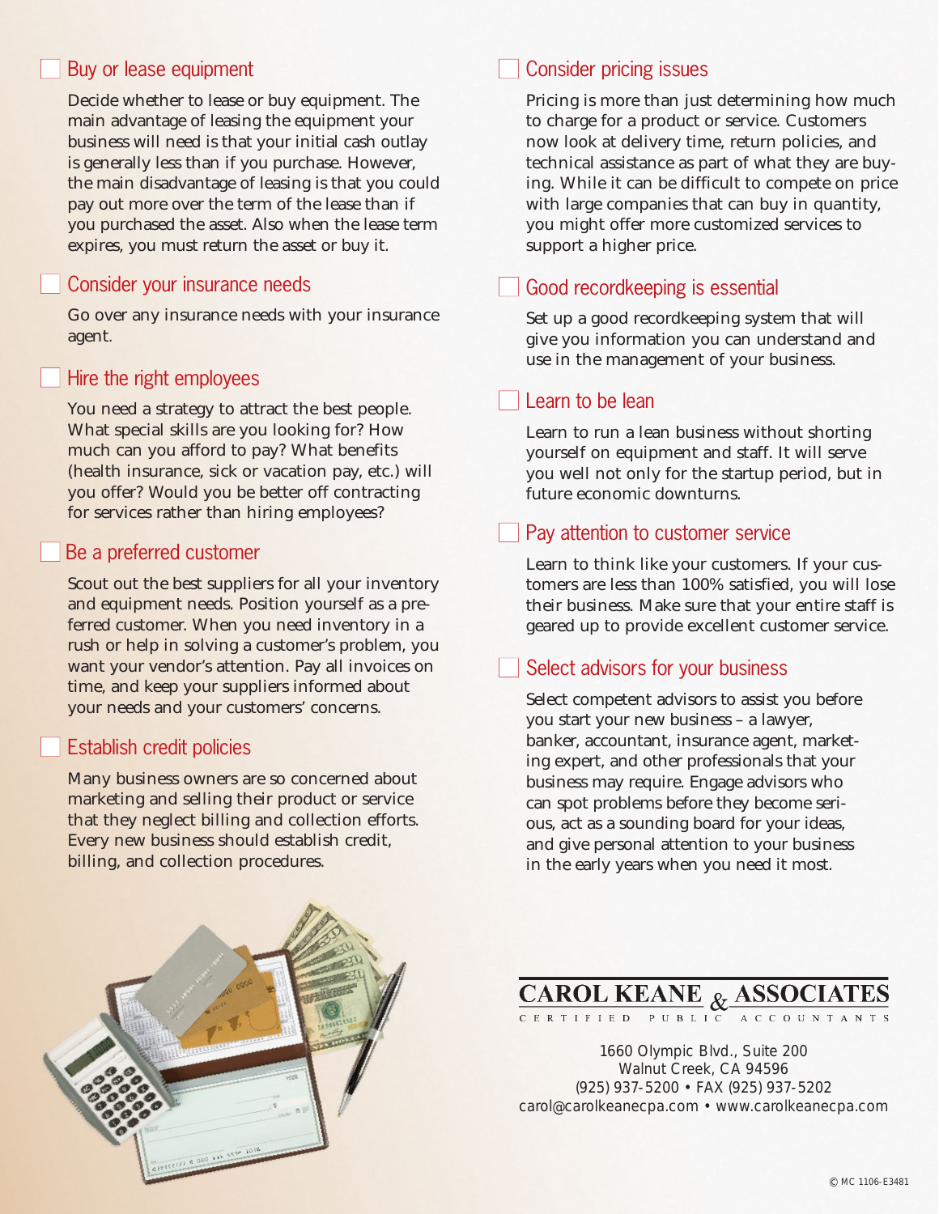## Buy or lease equipment

Decide whether to lease or buy equipment. The main advantage of leasing the equipment your business will need is that your initial cash outlay is generally less than if you purchase. However, the main disadvantage of leasing is that you could pay out more over the term of the lease than if you purchased the asset. Also when the lease term expires, you must return the asset or buy it.

## Consider your insurance needs

Go over any insurance needs with your insurance agent.

## Hire the right employees

You need a strategy to attract the best people. What special skills are you looking for? How much can you afford to pay? What benefits (health insurance, sick or vacation pay, etc.) will you offer? Would you be better off contracting for services rather than hiring employees?

## Be a preferred customer

Scout out the best suppliers for all your inventory and equipment needs. Position yourself as a preferred customer. When you need inventory in a rush or help in solving a customer's problem, you want your vendor's attention. Pay all invoices on time, and keep your suppliers informed about your needs and your customers' concerns.

## Establish credit policies

Many business owners are so concerned about marketing and selling their product or service that they neglect billing and collection efforts. Every new business should establish credit, billing, and collection procedures.

## Consider pricing issues

Pricing is more than just determining how much to charge for a product or service. Customers now look at delivery time, return policies, and technical assistance as part of what they are buying. While it can be difficult to compete on price with large companies that can buy in quantity, you might offer more customized services to support a higher price.

## Good recordkeeping is essential

Set up a good recordkeeping system that will give you information you can understand and use in the management of your business.

## Learn to be lean

Learn to run a lean business without shorting yourself on equipment and staff. It will serve you well not only for the startup period, but in future economic downturns.

## Pay attention to customer service

Learn to think like your customers. If your customers are less than 100% satisfied, you will lose their business. Make sure that your entire staff is geared up to provide excellent customer service.

## Select advisors for your business

Select competent advisors to assist you before you start your new business – a lawyer, banker, accountant, insurance agent, marketing expert, and other professionals that your business may require. Engage advisors who can spot problems before they become serious, act as a sounding board for your ideas, and give personal attention to your business in the early years when you need it most.

**CAROL KEANE & ASSOCIATES**
CERTIFIED PUBLIC ACCOUNTANTS

1660 Olympic Blvd., Suite 200
Walnut Creek, CA 94596
(925) 937-5200 • FAX (925) 937-5202
carol@carolkeanecpa.com • www.carolkeanecpa.com

© MC 1106-E3481